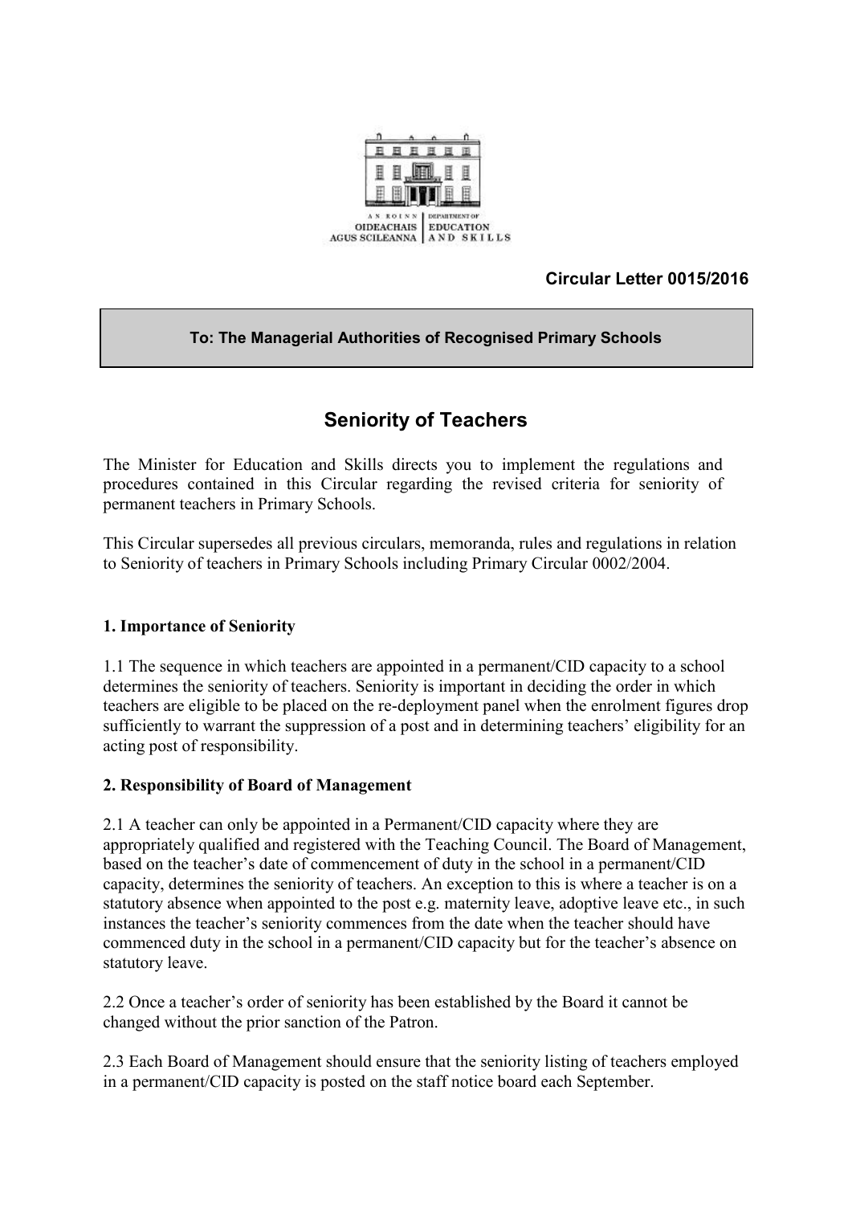AN ROINN OIDEACHAIS AGUS SCILEANNA | DEPARTMENT OF EDUCATION AND SKILLS

**Circular Letter 0015/2016**

**To: The Managerial Authorities of Recognised Primary Schools**

# Seniority of Teachers

The Minister for Education and Skills directs you to implement the regulations and procedures contained in this Circular regarding the revised criteria for seniority of permanent teachers in Primary Schools.

This Circular supersedes all previous circulars, memoranda, rules and regulations in relation to Seniority of teachers in Primary Schools including Primary Circular 0002/2004.

## 1. Importance of Seniority

1.1 The sequence in which teachers are appointed in a permanent/CID capacity to a school determines the seniority of teachers. Seniority is important in deciding the order in which teachers are eligible to be placed on the re-deployment panel when the enrolment figures drop sufficiently to warrant the suppression of a post and in determining teachers' eligibility for an acting post of responsibility.

## 2. Responsibility of Board of Management

2.1 A teacher can only be appointed in a Permanent/CID capacity where they are appropriately qualified and registered with the Teaching Council. The Board of Management, based on the teacher's date of commencement of duty in the school in a permanent/CID capacity, determines the seniority of teachers. An exception to this is where a teacher is on a statutory absence when appointed to the post e.g. maternity leave, adoptive leave etc., in such instances the teacher's seniority commences from the date when the teacher should have commenced duty in the school in a permanent/CID capacity but for the teacher's absence on statutory leave.

2.2 Once a teacher's order of seniority has been established by the Board it cannot be changed without the prior sanction of the Patron.

2.3 Each Board of Management should ensure that the seniority listing of teachers employed in a permanent/CID capacity is posted on the staff notice board each September.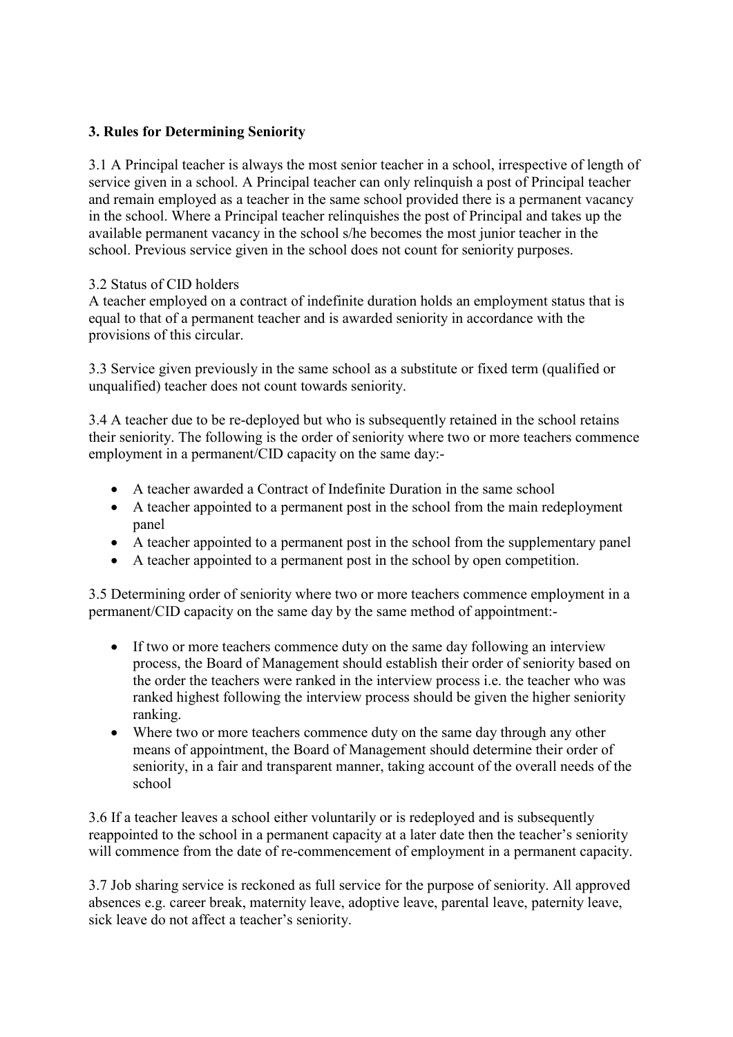### 3. Rules for Determining Seniority

3.1 A Principal teacher is always the most senior teacher in a school, irrespective of length of service given in a school. A Principal teacher can only relinquish a post of Principal teacher and remain employed as a teacher in the same school provided there is a permanent vacancy in the school. Where a Principal teacher relinquishes the post of Principal and takes up the available permanent vacancy in the school s/he becomes the most junior teacher in the school. Previous service given in the school does not count for seniority purposes.

3.2 Status of CID holders
A teacher employed on a contract of indefinite duration holds an employment status that is equal to that of a permanent teacher and is awarded seniority in accordance with the provisions of this circular.

3.3 Service given previously in the same school as a substitute or fixed term (qualified or unqualified) teacher does not count towards seniority.

3.4 A teacher due to be re-deployed but who is subsequently retained in the school retains their seniority. The following is the order of seniority where two or more teachers commence employment in a permanent/CID capacity on the same day:-

- A teacher awarded a Contract of Indefinite Duration in the same school
- A teacher appointed to a permanent post in the school from the main redeployment panel
- A teacher appointed to a permanent post in the school from the supplementary panel
- A teacher appointed to a permanent post in the school by open competition.

3.5 Determining order of seniority where two or more teachers commence employment in a permanent/CID capacity on the same day by the same method of appointment:-

- If two or more teachers commence duty on the same day following an interview process, the Board of Management should establish their order of seniority based on the order the teachers were ranked in the interview process i.e. the teacher who was ranked highest following the interview process should be given the higher seniority ranking.
- Where two or more teachers commence duty on the same day through any other means of appointment, the Board of Management should determine their order of seniority, in a fair and transparent manner, taking account of the overall needs of the school

3.6 If a teacher leaves a school either voluntarily or is redeployed and is subsequently reappointed to the school in a permanent capacity at a later date then the teacher's seniority will commence from the date of re-commencement of employment in a permanent capacity.

3.7 Job sharing service is reckoned as full service for the purpose of seniority. All approved absences e.g. career break, maternity leave, adoptive leave, parental leave, paternity leave, sick leave do not affect a teacher's seniority.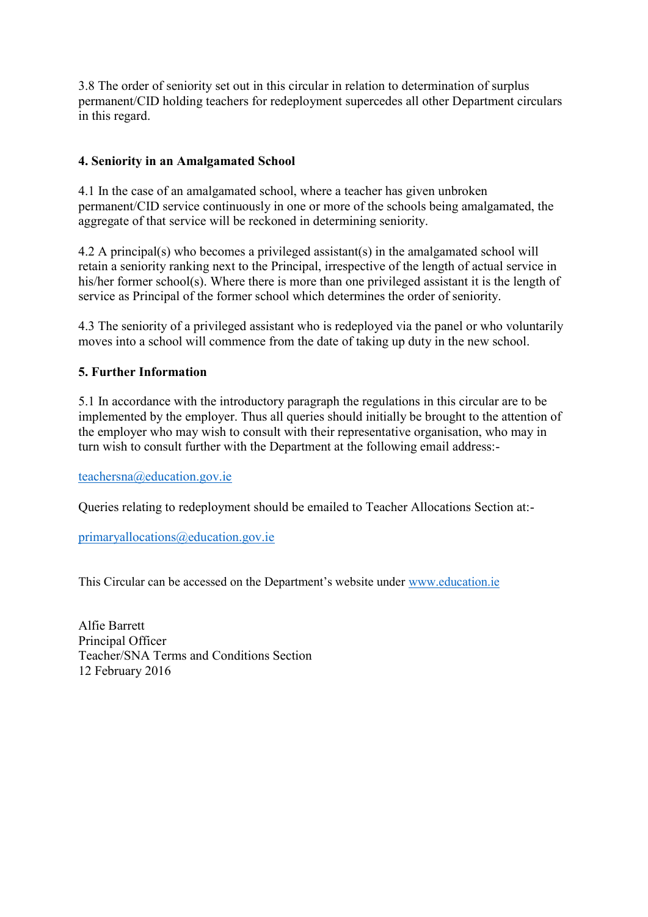3.8 The order of seniority set out in this circular in relation to determination of surplus permanent/CID holding teachers for redeployment supercedes all other Department circulars in this regard.

## 4. Seniority in an Amalgamated School

4.1 In the case of an amalgamated school, where a teacher has given unbroken permanent/CID service continuously in one or more of the schools being amalgamated, the aggregate of that service will be reckoned in determining seniority.

4.2 A principal(s) who becomes a privileged assistant(s) in the amalgamated school will retain a seniority ranking next to the Principal, irrespective of the length of actual service in his/her former school(s). Where there is more than one privileged assistant it is the length of service as Principal of the former school which determines the order of seniority.

4.3 The seniority of a privileged assistant who is redeployed via the panel or who voluntarily moves into a school will commence from the date of taking up duty in the new school.

## 5. Further Information

5.1 In accordance with the introductory paragraph the regulations in this circular are to be implemented by the employer. Thus all queries should initially be brought to the attention of the employer who may wish to consult with their representative organisation, who may in turn wish to consult further with the Department at the following email address:-

teachersna@education.gov.ie

Queries relating to redeployment should be emailed to Teacher Allocations Section at:-

primaryallocations@education.gov.ie

This Circular can be accessed on the Department's website under www.education.ie

Alfie Barrett
Principal Officer
Teacher/SNA Terms and Conditions Section
12 February 2016